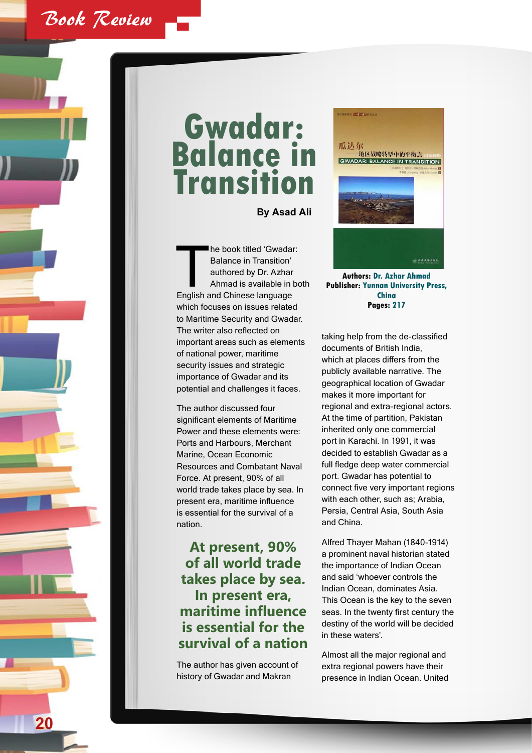# Gwadar: Balance in Transition

**By Asad Ali**

The book titled 'Gwadar: Balance in Transition' authored by Dr. Azhar Ahmad is available in both English and Chinese language which focuses on issues related to Maritime Security and Gwadar. The writer also reflected on important areas such as elements of national power, maritime security issues and strategic importance of Gwadar and its potential and challenges it faces.

The author discussed four significant elements of Maritime Power and these elements were: Ports and Harbours, Merchant Marine, Ocean Economic Resources and Combatant Naval Force. At present, 90% of all world trade takes place by sea. In present era, maritime influence is essential for the survival of a nation.

**At present, 90% of all world trade takes place by sea. In present era, maritime influence is essential for the survival of a nation**

The author has given account of history of Gwadar and Makran taking help from the de-classified documents of British India, which at places differs from the publicly available narrative. The geographical location of Gwadar makes it more important for regional and extra-regional actors. At the time of partition, Pakistan inherited only one commercial port in Karachi. In 1991, it was decided to establish Gwadar as a full fledge deep water commercial port. Gwadar has potential to connect five very important regions with each other, such as; Arabia, Persia, Central Asia, South Asia and China.

Alfred Thayer Mahan (1840-1914) a prominent naval historian stated the importance of Indian Ocean and said 'whoever controls the Indian Ocean, dominates Asia. This Ocean is the key to the seven seas. In the twenty first century the destiny of the world will be decided in these waters'.

Almost all the major regional and extra regional powers have their presence in Indian Ocean. United

瓜达尔——地区战略转型中的平衡点

GWADAR: BALANCE IN TRANSITION

**Authors:** Dr. Azhar Ahmad
**Publisher:** Yunnan University Press, China
**Pages:** 217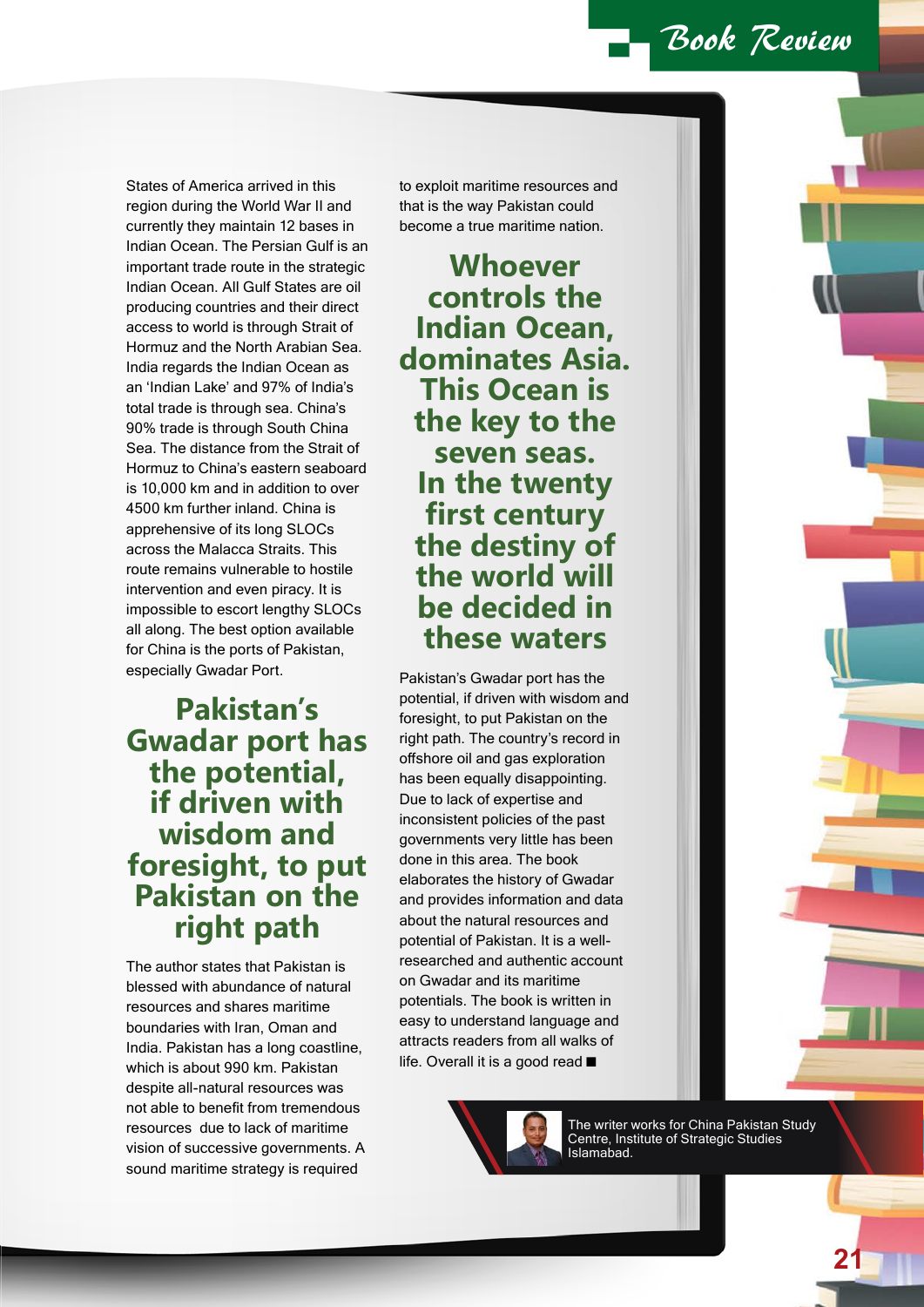States of America arrived in this region during the World War II and currently they maintain 12 bases in Indian Ocean. The Persian Gulf is an important trade route in the strategic Indian Ocean. All Gulf States are oil producing countries and their direct access to world is through Strait of Hormuz and the North Arabian Sea. India regards the Indian Ocean as an 'Indian Lake' and 97% of India's total trade is through sea. China's 90% trade is through South China Sea. The distance from the Strait of Hormuz to China's eastern seaboard is 10,000 km and in addition to over 4500 km further inland. China is apprehensive of its long SLOCs across the Malacca Straits. This route remains vulnerable to hostile intervention and even piracy. It is impossible to escort lengthy SLOCs all along. The best option available for China is the ports of Pakistan, especially Gwadar Port.

**Pakistan's Gwadar port has the potential, if driven with wisdom and foresight, to put Pakistan on the right path**

The author states that Pakistan is blessed with abundance of natural resources and shares maritime boundaries with Iran, Oman and India. Pakistan has a long coastline, which is about 990 km. Pakistan despite all-natural resources was not able to benefit from tremendous resources due to lack of maritime vision of successive governments. A sound maritime strategy is required to exploit maritime resources and that is the way Pakistan could become a true maritime nation.

**Whoever controls the Indian Ocean, dominates Asia. This Ocean is the key to the seven seas. In the twenty first century the destiny of the world will be decided in these waters**

Pakistan's Gwadar port has the potential, if driven with wisdom and foresight, to put Pakistan on the right path. The country's record in offshore oil and gas exploration has been equally disappointing. Due to lack of expertise and inconsistent policies of the past governments very little has been done in this area. The book elaborates the history of Gwadar and provides information and data about the natural resources and potential of Pakistan. It is a well-researched and authentic account on Gwadar and its maritime potentials. The book is written in easy to understand language and attracts readers from all walks of life. Overall it is a good read ■

The writer works for China Pakistan Study Centre, Institute of Strategic Studies Islamabad.